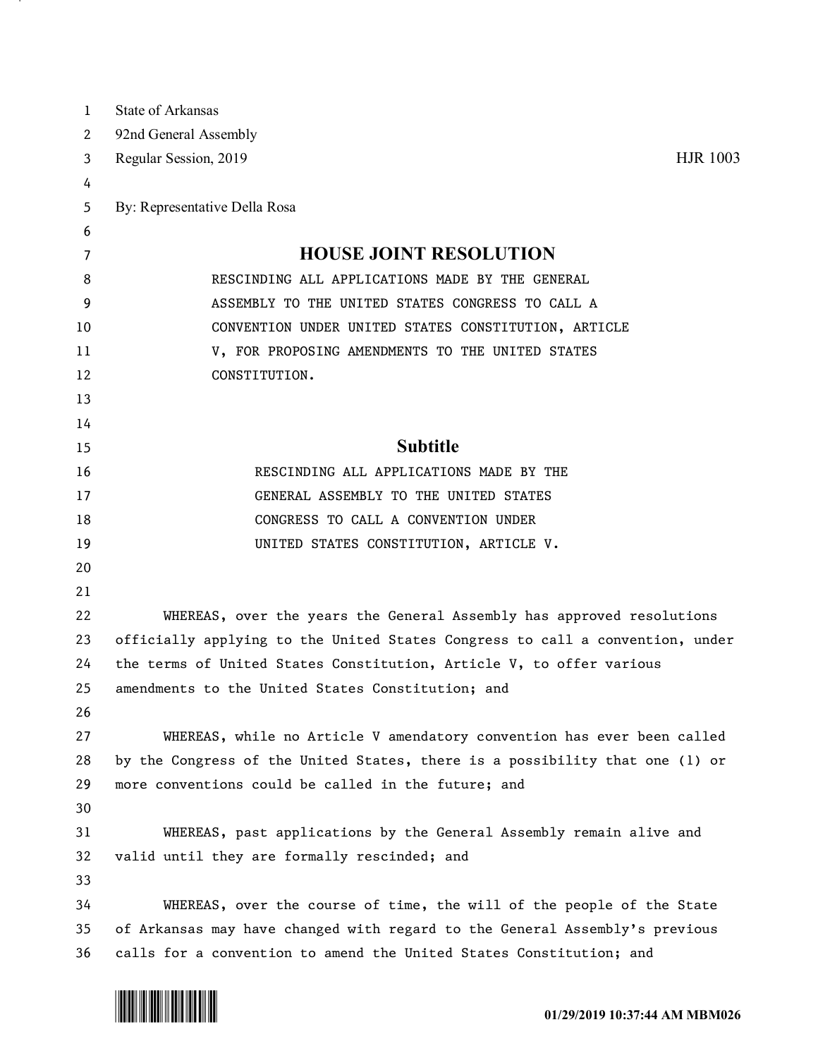State of Arkansas
92nd General Assembly
Regular Session, 2019 HJR 1003

By: Representative Della Rosa

# HOUSE JOINT RESOLUTION

RESCINDING ALL APPLICATIONS MADE BY THE GENERAL ASSEMBLY TO THE UNITED STATES CONGRESS TO CALL A CONVENTION UNDER UNITED STATES CONSTITUTION, ARTICLE V, FOR PROPOSING AMENDMENTS TO THE UNITED STATES CONSTITUTION.

## Subtitle

RESCINDING ALL APPLICATIONS MADE BY THE GENERAL ASSEMBLY TO THE UNITED STATES CONGRESS TO CALL A CONVENTION UNDER UNITED STATES CONSTITUTION, ARTICLE V.

WHEREAS, over the years the General Assembly has approved resolutions officially applying to the United States Congress to call a convention, under the terms of United States Constitution, Article V, to offer various amendments to the United States Constitution; and

WHEREAS, while no Article V amendatory convention has ever been called by the Congress of the United States, there is a possibility that one (1) or more conventions could be called in the future; and

WHEREAS, past applications by the General Assembly remain alive and valid until they are formally rescinded; and

WHEREAS, over the course of time, the will of the people of the State of Arkansas may have changed with regard to the General Assembly's previous calls for a convention to amend the United States Constitution; and

01/29/2019 10:37:44 AM MBM026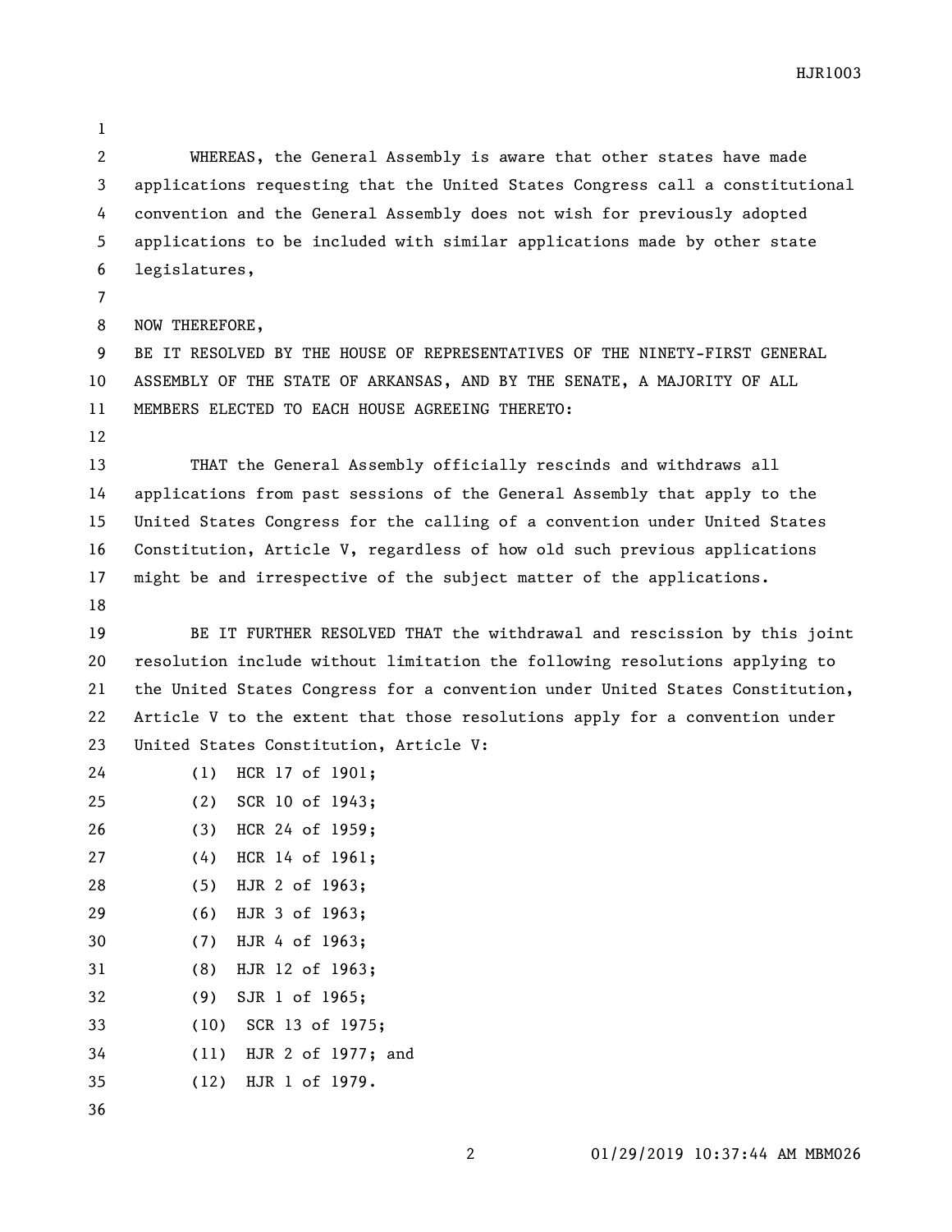WHEREAS, the General Assembly is aware that other states have made applications requesting that the United States Congress call a constitutional convention and the General Assembly does not wish for previously adopted applications to be included with similar applications made by other state legislatures,

NOW THEREFORE,
BE IT RESOLVED BY THE HOUSE OF REPRESENTATIVES OF THE NINETY-FIRST GENERAL ASSEMBLY OF THE STATE OF ARKANSAS, AND BY THE SENATE, A MAJORITY OF ALL MEMBERS ELECTED TO EACH HOUSE AGREEING THERETO:

THAT the General Assembly officially rescinds and withdraws all applications from past sessions of the General Assembly that apply to the United States Congress for the calling of a convention under United States Constitution, Article V, regardless of how old such previous applications might be and irrespective of the subject matter of the applications.

BE IT FURTHER RESOLVED THAT the withdrawal and rescission by this joint resolution include without limitation the following resolutions applying to the United States Congress for a convention under United States Constitution, Article V to the extent that those resolutions apply for a convention under United States Constitution, Article V:

(1) HCR 17 of 1901;
(2) SCR 10 of 1943;
(3) HCR 24 of 1959;
(4) HCR 14 of 1961;
(5) HJR 2 of 1963;
(6) HJR 3 of 1963;
(7) HJR 4 of 1963;
(8) HJR 12 of 1963;
(9) SJR 1 of 1965;
(10) SCR 13 of 1975;
(11) HJR 2 of 1977; and
(12) HJR 1 of 1979.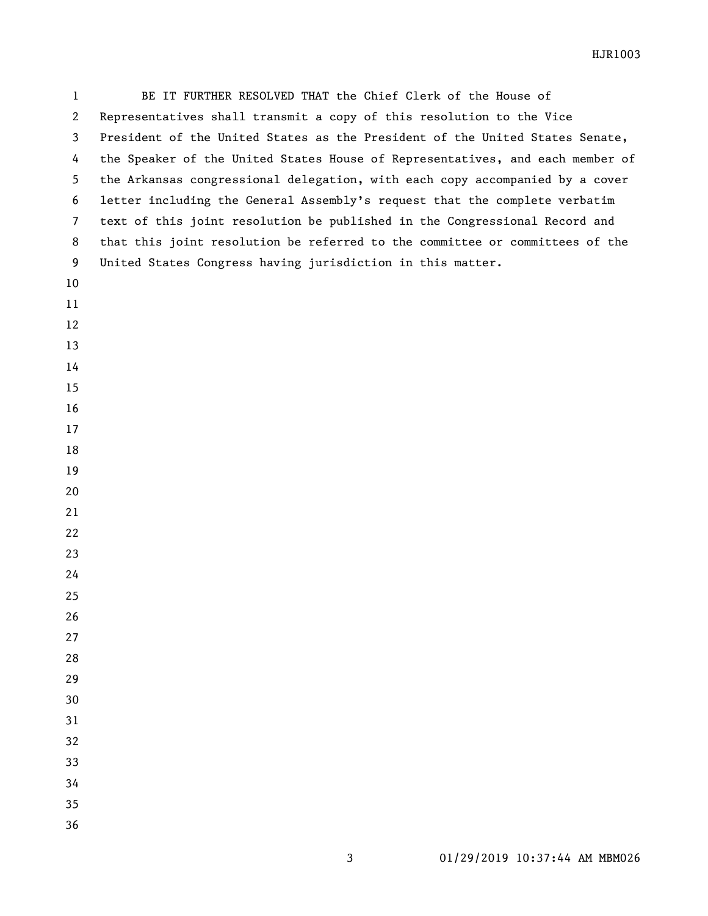BE IT FURTHER RESOLVED THAT the Chief Clerk of the House of Representatives shall transmit a copy of this resolution to the Vice President of the United States as the President of the United States Senate, the Speaker of the United States House of Representatives, and each member of the Arkansas congressional delegation, with each copy accompanied by a cover letter including the General Assembly's request that the complete verbatim text of this joint resolution be published in the Congressional Record and that this joint resolution be referred to the committee or committees of the United States Congress having jurisdiction in this matter.